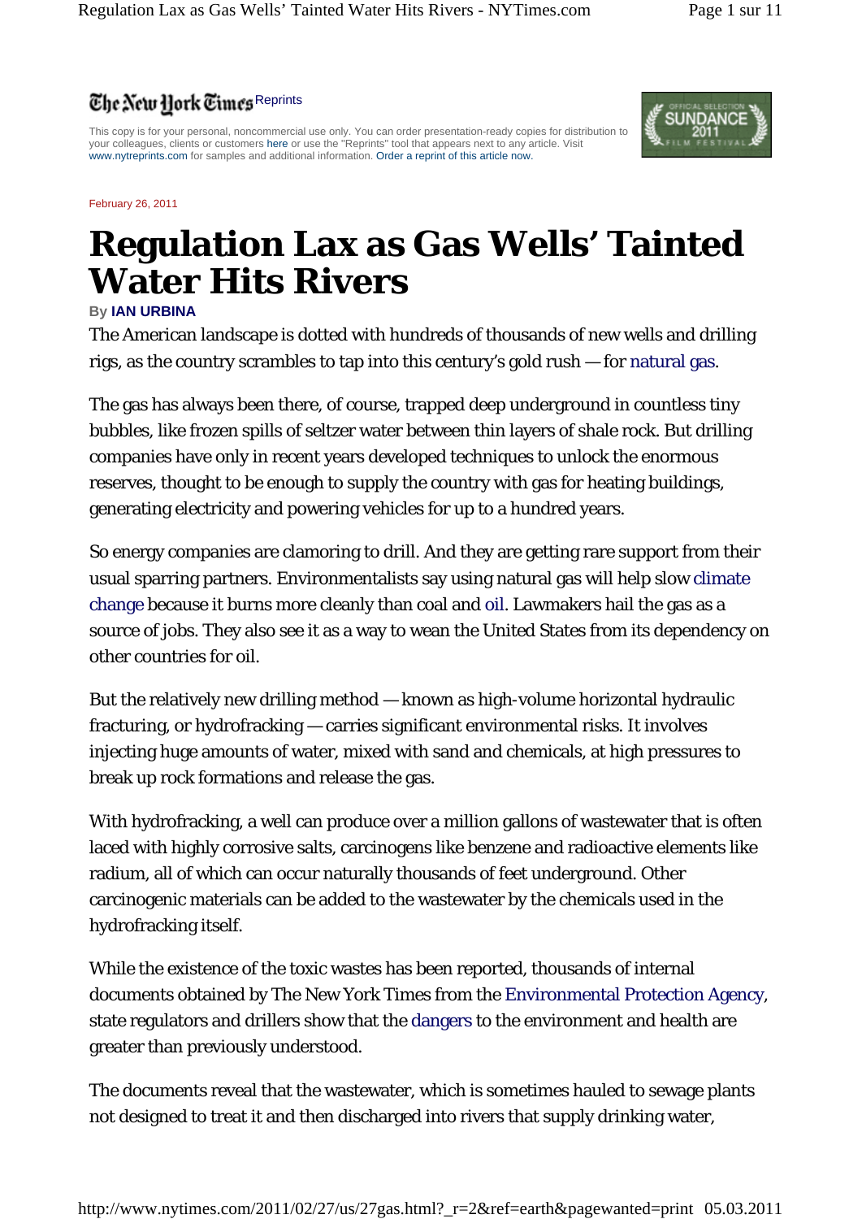The New York Times Reprints

This copy is for your personal, noncommercial use only. You can order presentation-ready copies for distribution to your colleagues, clients or customers here or use the "Reprints" tool that appears next to any article. Visit www.nytreprints.com for samples and additional information. Order a reprint of this article now.

February 26, 2011

# Regulation Lax as Gas Wells' Tainted Water Hits Rivers

By IAN URBINA

The American landscape is dotted with hundreds of thousands of new wells and drilling rigs, as the country scrambles to tap into this century's gold rush — for natural gas.

The gas has always been there, of course, trapped deep underground in countless tiny bubbles, like frozen spills of seltzer water between thin layers of shale rock. But drilling companies have only in recent years developed techniques to unlock the enormous reserves, thought to be enough to supply the country with gas for heating buildings, generating electricity and powering vehicles for up to a hundred years.

So energy companies are clamoring to drill. And they are getting rare support from their usual sparring partners. Environmentalists say using natural gas will help slow climate change because it burns more cleanly than coal and oil. Lawmakers hail the gas as a source of jobs. They also see it as a way to wean the United States from its dependency on other countries for oil.

But the relatively new drilling method — known as high-volume horizontal hydraulic fracturing, or hydrofracking — carries significant environmental risks. It involves injecting huge amounts of water, mixed with sand and chemicals, at high pressures to break up rock formations and release the gas.

With hydrofracking, a well can produce over a million gallons of wastewater that is often laced with highly corrosive salts, carcinogens like benzene and radioactive elements like radium, all of which can occur naturally thousands of feet underground. Other carcinogenic materials can be added to the wastewater by the chemicals used in the hydrofracking itself.

While the existence of the toxic wastes has been reported, thousands of internal documents obtained by The New York Times from the Environmental Protection Agency, state regulators and drillers show that the dangers to the environment and health are greater than previously understood.

The documents reveal that the wastewater, which is sometimes hauled to sewage plants not designed to treat it and then discharged into rivers that supply drinking water,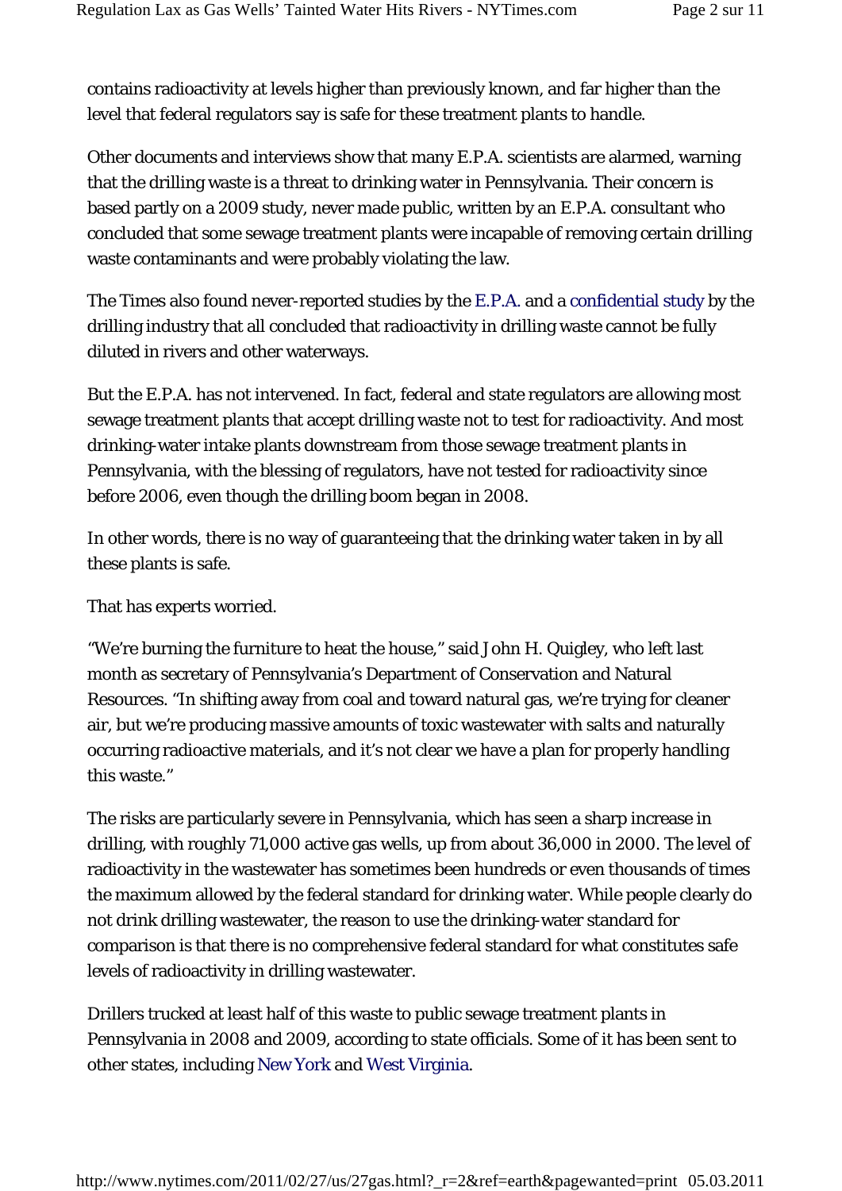contains radioactivity at levels higher than previously known, and far higher than the level that federal regulators say is safe for these treatment plants to handle.

Other documents and interviews show that many E.P.A. scientists are alarmed, warning that the drilling waste is a threat to drinking water in Pennsylvania. Their concern is based partly on a 2009 study, never made public, written by an E.P.A. consultant who concluded that some sewage treatment plants were incapable of removing certain drilling waste contaminants and were probably violating the law.

The Times also found never-reported studies by the E.P.A. and a confidential study by the drilling industry that all concluded that radioactivity in drilling waste cannot be fully diluted in rivers and other waterways.

But the E.P.A. has not intervened. In fact, federal and state regulators are allowing most sewage treatment plants that accept drilling waste not to test for radioactivity. And most drinking-water intake plants downstream from those sewage treatment plants in Pennsylvania, with the blessing of regulators, have not tested for radioactivity since before 2006, even though the drilling boom began in 2008.

In other words, there is no way of guaranteeing that the drinking water taken in by all these plants is safe.

That has experts worried.

"We're burning the furniture to heat the house," said John H. Quigley, who left last month as secretary of Pennsylvania's Department of Conservation and Natural Resources. "In shifting away from coal and toward natural gas, we're trying for cleaner air, but we're producing massive amounts of toxic wastewater with salts and naturally occurring radioactive materials, and it's not clear we have a plan for properly handling this waste."

The risks are particularly severe in Pennsylvania, which has seen a sharp increase in drilling, with roughly 71,000 active gas wells, up from about 36,000 in 2000. The level of radioactivity in the wastewater has sometimes been hundreds or even thousands of times the maximum allowed by the federal standard for drinking water. While people clearly do not drink drilling wastewater, the reason to use the drinking-water standard for comparison is that there is no comprehensive federal standard for what constitutes safe levels of radioactivity in drilling wastewater.

Drillers trucked at least half of this waste to public sewage treatment plants in Pennsylvania in 2008 and 2009, according to state officials. Some of it has been sent to other states, including New York and West Virginia.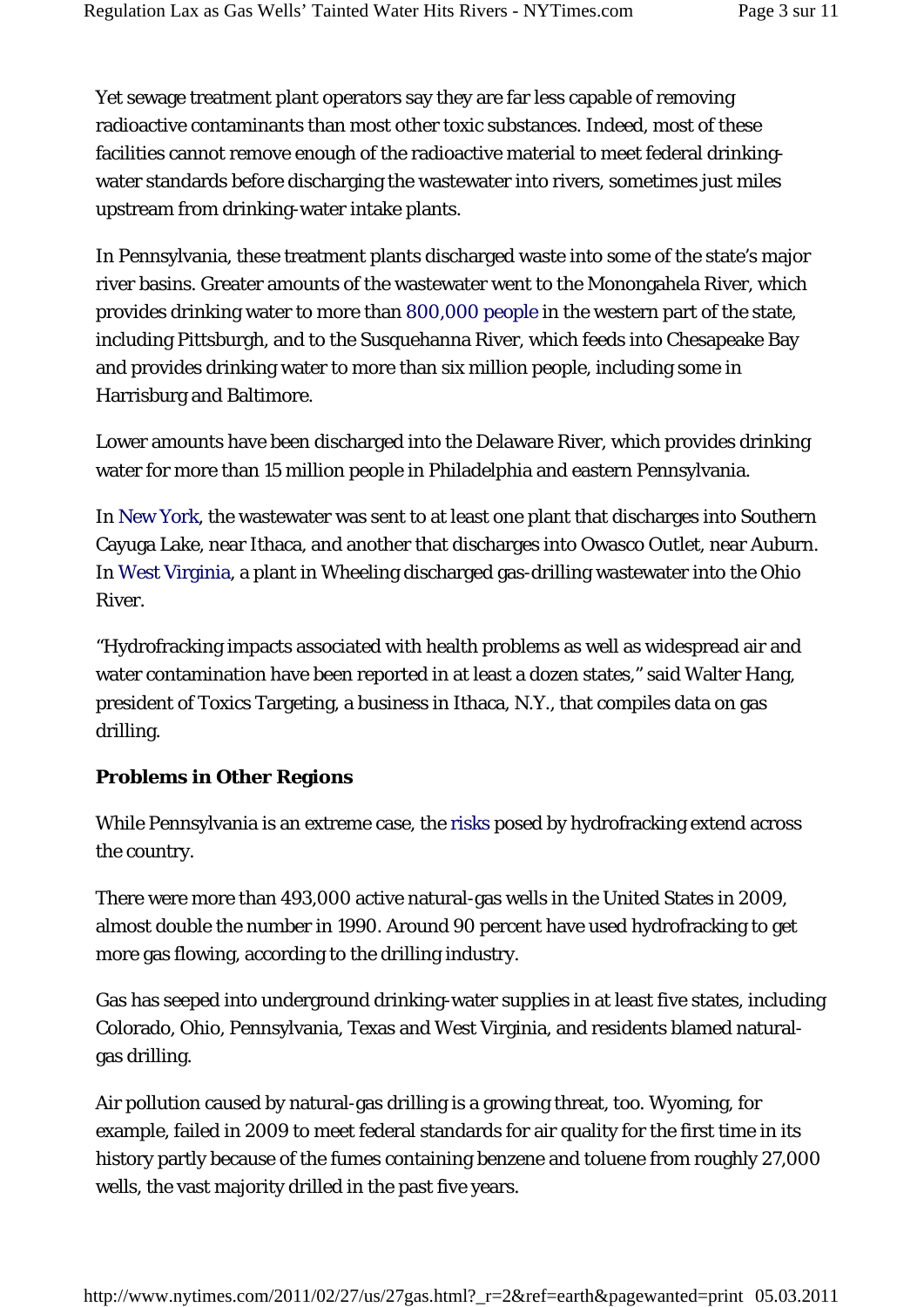Yet sewage treatment plant operators say they are far less capable of removing radioactive contaminants than most other toxic substances. Indeed, most of these facilities cannot remove enough of the radioactive material to meet federal drinking-water standards before discharging the wastewater into rivers, sometimes just miles upstream from drinking-water intake plants.

In Pennsylvania, these treatment plants discharged waste into some of the state's major river basins. Greater amounts of the wastewater went to the Monongahela River, which provides drinking water to more than 800,000 people in the western part of the state, including Pittsburgh, and to the Susquehanna River, which feeds into Chesapeake Bay and provides drinking water to more than six million people, including some in Harrisburg and Baltimore.

Lower amounts have been discharged into the Delaware River, which provides drinking water for more than 15 million people in Philadelphia and eastern Pennsylvania.

In New York, the wastewater was sent to at least one plant that discharges into Southern Cayuga Lake, near Ithaca, and another that discharges into Owasco Outlet, near Auburn. In West Virginia, a plant in Wheeling discharged gas-drilling wastewater into the Ohio River.

"Hydrofracking impacts associated with health problems as well as widespread air and water contamination have been reported in at least a dozen states," said Walter Hang, president of Toxics Targeting, a business in Ithaca, N.Y., that compiles data on gas drilling.

### Problems in Other Regions

While Pennsylvania is an extreme case, the risks posed by hydrofracking extend across the country.

There were more than 493,000 active natural-gas wells in the United States in 2009, almost double the number in 1990. Around 90 percent have used hydrofracking to get more gas flowing, according to the drilling industry.

Gas has seeped into underground drinking-water supplies in at least five states, including Colorado, Ohio, Pennsylvania, Texas and West Virginia, and residents blamed natural-gas drilling.

Air pollution caused by natural-gas drilling is a growing threat, too. Wyoming, for example, failed in 2009 to meet federal standards for air quality for the first time in its history partly because of the fumes containing benzene and toluene from roughly 27,000 wells, the vast majority drilled in the past five years.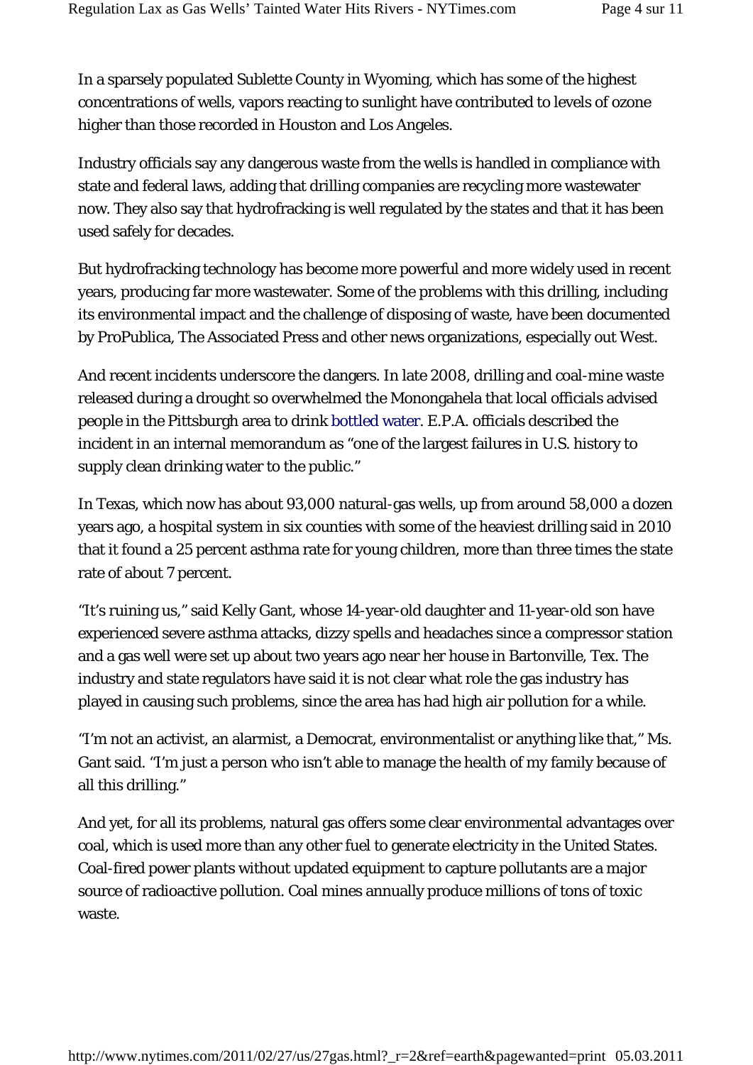In a sparsely populated Sublette County in Wyoming, which has some of the highest concentrations of wells, vapors reacting to sunlight have contributed to levels of ozone higher than those recorded in Houston and Los Angeles.

Industry officials say any dangerous waste from the wells is handled in compliance with state and federal laws, adding that drilling companies are recycling more wastewater now. They also say that hydrofracking is well regulated by the states and that it has been used safely for decades.

But hydrofracking technology has become more powerful and more widely used in recent years, producing far more wastewater. Some of the problems with this drilling, including its environmental impact and the challenge of disposing of waste, have been documented by ProPublica, The Associated Press and other news organizations, especially out West.

And recent incidents underscore the dangers. In late 2008, drilling and coal-mine waste released during a drought so overwhelmed the Monongahela that local officials advised people in the Pittsburgh area to drink bottled water. E.P.A. officials described the incident in an internal memorandum as "one of the largest failures in U.S. history to supply clean drinking water to the public."

In Texas, which now has about 93,000 natural-gas wells, up from around 58,000 a dozen years ago, a hospital system in six counties with some of the heaviest drilling said in 2010 that it found a 25 percent asthma rate for young children, more than three times the state rate of about 7 percent.

"It's ruining us," said Kelly Gant, whose 14-year-old daughter and 11-year-old son have experienced severe asthma attacks, dizzy spells and headaches since a compressor station and a gas well were set up about two years ago near her house in Bartonville, Tex. The industry and state regulators have said it is not clear what role the gas industry has played in causing such problems, since the area has had high air pollution for a while.

"I'm not an activist, an alarmist, a Democrat, environmentalist or anything like that," Ms. Gant said. "I'm just a person who isn't able to manage the health of my family because of all this drilling."

And yet, for all its problems, natural gas offers some clear environmental advantages over coal, which is used more than any other fuel to generate electricity in the United States. Coal-fired power plants without updated equipment to capture pollutants are a major source of radioactive pollution. Coal mines annually produce millions of tons of toxic waste.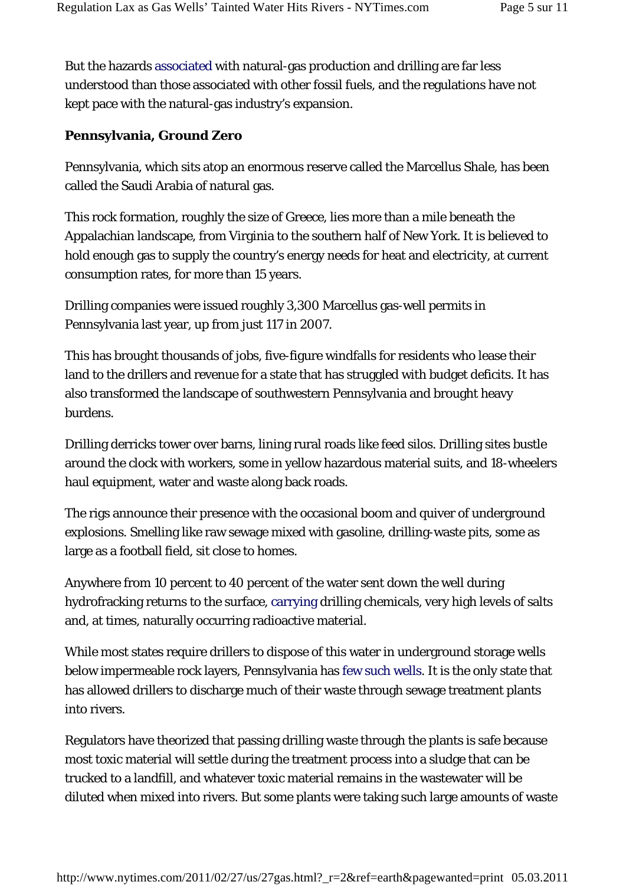But the hazards associated with natural-gas production and drilling are far less understood than those associated with other fossil fuels, and the regulations have not kept pace with the natural-gas industry's expansion.

**Pennsylvania, Ground Zero**

Pennsylvania, which sits atop an enormous reserve called the Marcellus Shale, has been called the Saudi Arabia of natural gas.

This rock formation, roughly the size of Greece, lies more than a mile beneath the Appalachian landscape, from Virginia to the southern half of New York. It is believed to hold enough gas to supply the country's energy needs for heat and electricity, at current consumption rates, for more than 15 years.

Drilling companies were issued roughly 3,300 Marcellus gas-well permits in Pennsylvania last year, up from just 117 in 2007.

This has brought thousands of jobs, five-figure windfalls for residents who lease their land to the drillers and revenue for a state that has struggled with budget deficits. It has also transformed the landscape of southwestern Pennsylvania and brought heavy burdens.

Drilling derricks tower over barns, lining rural roads like feed silos. Drilling sites bustle around the clock with workers, some in yellow hazardous material suits, and 18-wheelers haul equipment, water and waste along back roads.

The rigs announce their presence with the occasional boom and quiver of underground explosions. Smelling like raw sewage mixed with gasoline, drilling-waste pits, some as large as a football field, sit close to homes.

Anywhere from 10 percent to 40 percent of the water sent down the well during hydrofracking returns to the surface, carrying drilling chemicals, very high levels of salts and, at times, naturally occurring radioactive material.

While most states require drillers to dispose of this water in underground storage wells below impermeable rock layers, Pennsylvania has few such wells. It is the only state that has allowed drillers to discharge much of their waste through sewage treatment plants into rivers.

Regulators have theorized that passing drilling waste through the plants is safe because most toxic material will settle during the treatment process into a sludge that can be trucked to a landfill, and whatever toxic material remains in the wastewater will be diluted when mixed into rivers. But some plants were taking such large amounts of waste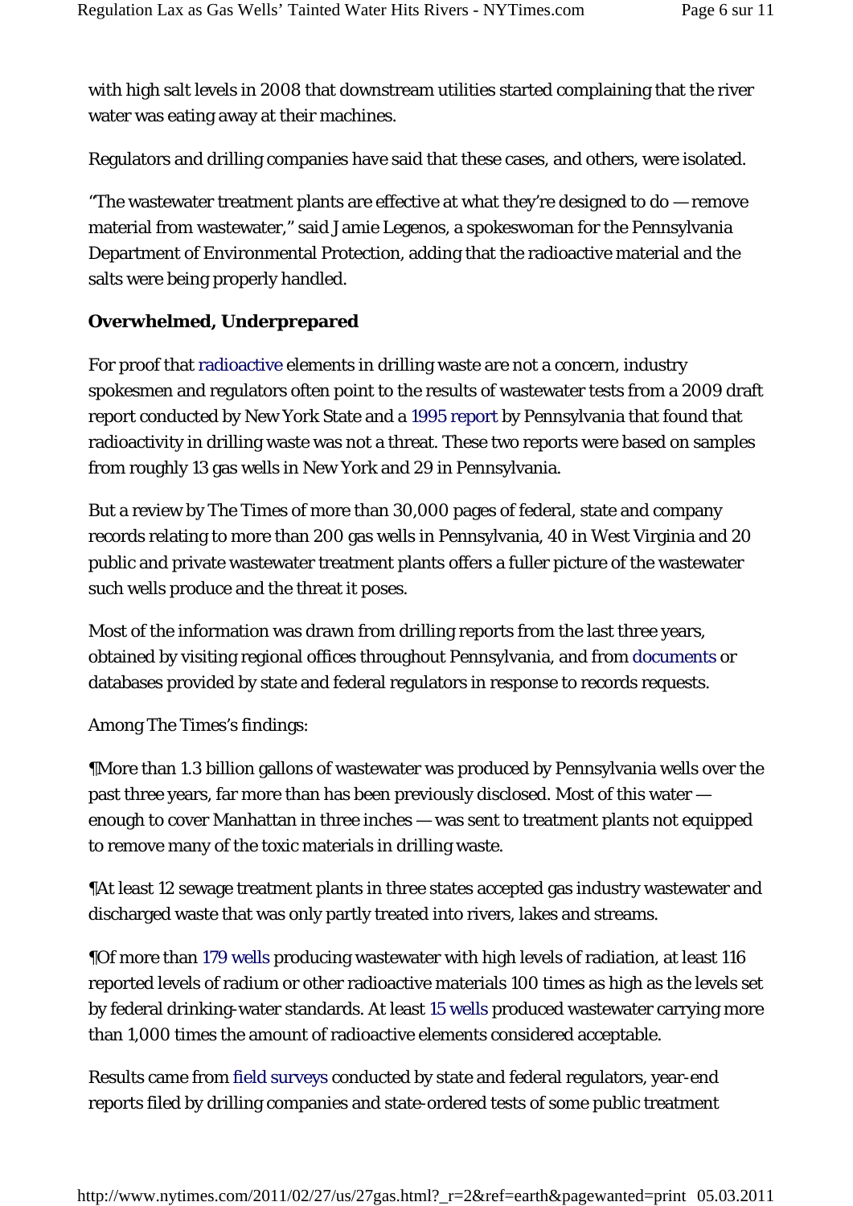with high salt levels in 2008 that downstream utilities started complaining that the river water was eating away at their machines.

Regulators and drilling companies have said that these cases, and others, were isolated.

"The wastewater treatment plants are effective at what they're designed to do — remove material from wastewater," said Jamie Legenos, a spokeswoman for the Pennsylvania Department of Environmental Protection, adding that the radioactive material and the salts were being properly handled.

**Overwhelmed, Underprepared**

For proof that radioactive elements in drilling waste are not a concern, industry spokesmen and regulators often point to the results of wastewater tests from a 2009 draft report conducted by New York State and a 1995 report by Pennsylvania that found that radioactivity in drilling waste was not a threat. These two reports were based on samples from roughly 13 gas wells in New York and 29 in Pennsylvania.

But a review by The Times of more than 30,000 pages of federal, state and company records relating to more than 200 gas wells in Pennsylvania, 40 in West Virginia and 20 public and private wastewater treatment plants offers a fuller picture of the wastewater such wells produce and the threat it poses.

Most of the information was drawn from drilling reports from the last three years, obtained by visiting regional offices throughout Pennsylvania, and from documents or databases provided by state and federal regulators in response to records requests.

Among The Times's findings:

¶More than 1.3 billion gallons of wastewater was produced by Pennsylvania wells over the past three years, far more than has been previously disclosed. Most of this water — enough to cover Manhattan in three inches — was sent to treatment plants not equipped to remove many of the toxic materials in drilling waste.

¶At least 12 sewage treatment plants in three states accepted gas industry wastewater and discharged waste that was only partly treated into rivers, lakes and streams.

¶Of more than 179 wells producing wastewater with high levels of radiation, at least 116 reported levels of radium or other radioactive materials 100 times as high as the levels set by federal drinking-water standards. At least 15 wells produced wastewater carrying more than 1,000 times the amount of radioactive elements considered acceptable.

Results came from field surveys conducted by state and federal regulators, year-end reports filed by drilling companies and state-ordered tests of some public treatment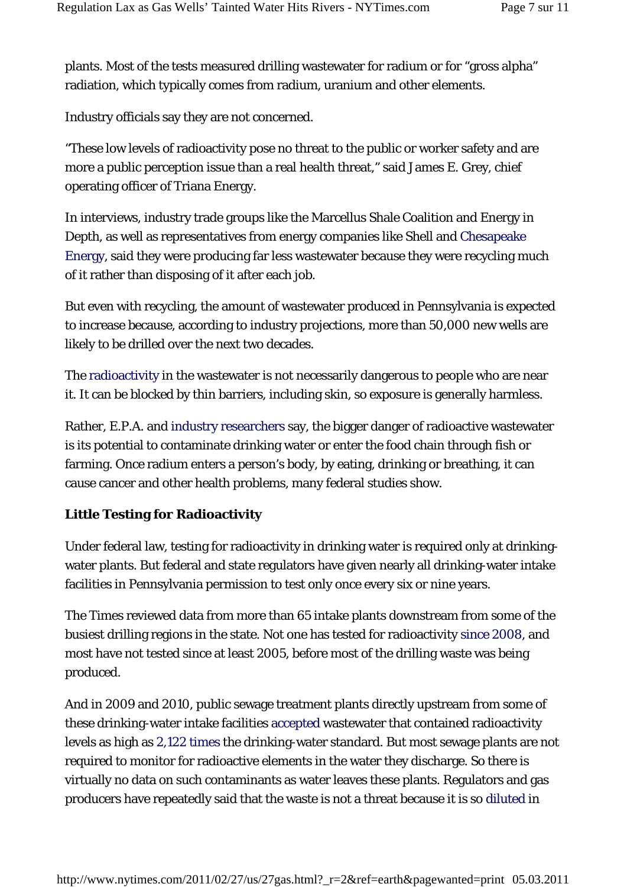plants. Most of the tests measured drilling wastewater for radium or for "gross alpha" radiation, which typically comes from radium, uranium and other elements.

Industry officials say they are not concerned.

"These low levels of radioactivity pose no threat to the public or worker safety and are more a public perception issue than a real health threat," said James E. Grey, chief operating officer of Triana Energy.

In interviews, industry trade groups like the Marcellus Shale Coalition and Energy in Depth, as well as representatives from energy companies like Shell and Chesapeake Energy, said they were producing far less wastewater because they were recycling much of it rather than disposing of it after each job.

But even with recycling, the amount of wastewater produced in Pennsylvania is expected to increase because, according to industry projections, more than 50,000 new wells are likely to be drilled over the next two decades.

The radioactivity in the wastewater is not necessarily dangerous to people who are near it. It can be blocked by thin barriers, including skin, so exposure is generally harmless.

Rather, E.P.A. and industry researchers say, the bigger danger of radioactive wastewater is its potential to contaminate drinking water or enter the food chain through fish or farming. Once radium enters a person's body, by eating, drinking or breathing, it can cause cancer and other health problems, many federal studies show.

**Little Testing for Radioactivity**

Under federal law, testing for radioactivity in drinking water is required only at drinking-water plants. But federal and state regulators have given nearly all drinking-water intake facilities in Pennsylvania permission to test only once every six or nine years.

The Times reviewed data from more than 65 intake plants downstream from some of the busiest drilling regions in the state. Not one has tested for radioactivity since 2008, and most have not tested since at least 2005, before most of the drilling waste was being produced.

And in 2009 and 2010, public sewage treatment plants directly upstream from some of these drinking-water intake facilities accepted wastewater that contained radioactivity levels as high as 2,122 times the drinking-water standard. But most sewage plants are not required to monitor for radioactive elements in the water they discharge. So there is virtually no data on such contaminants as water leaves these plants. Regulators and gas producers have repeatedly said that the waste is not a threat because it is so diluted in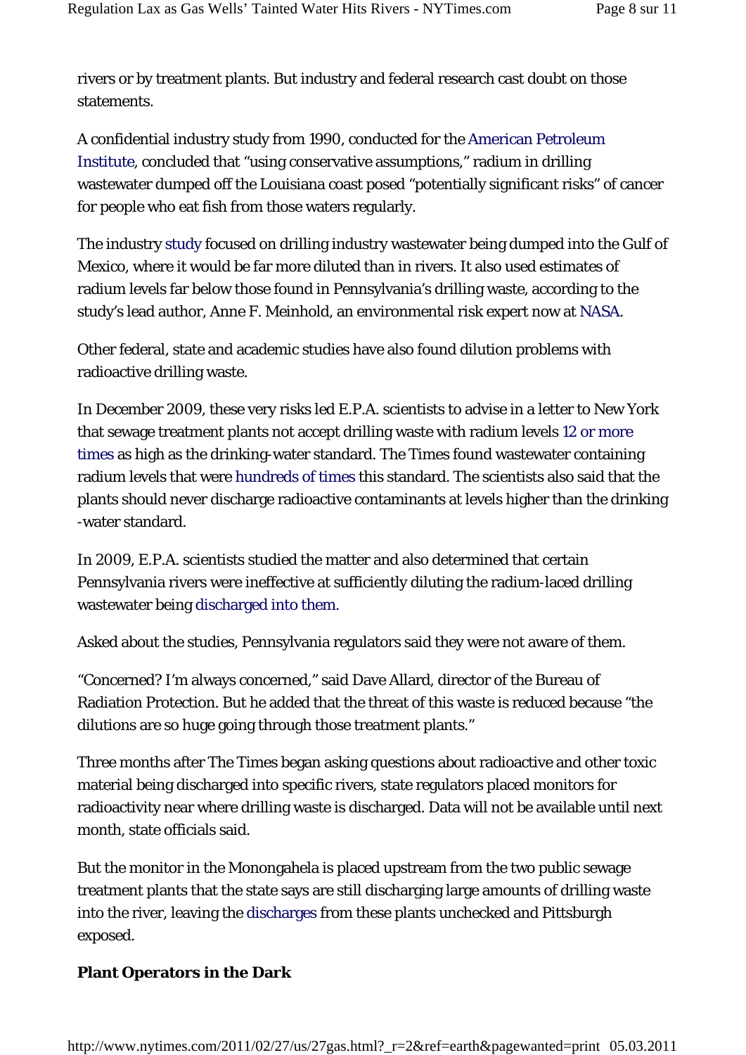rivers or by treatment plants. But industry and federal research cast doubt on those statements.

A confidential industry study from 1990, conducted for the American Petroleum Institute, concluded that "using conservative assumptions," radium in drilling wastewater dumped off the Louisiana coast posed "potentially significant risks" of cancer for people who eat fish from those waters regularly.

The industry study focused on drilling industry wastewater being dumped into the Gulf of Mexico, where it would be far more diluted than in rivers. It also used estimates of radium levels far below those found in Pennsylvania's drilling waste, according to the study's lead author, Anne F. Meinhold, an environmental risk expert now at NASA.

Other federal, state and academic studies have also found dilution problems with radioactive drilling waste.

In December 2009, these very risks led E.P.A. scientists to advise in a letter to New York that sewage treatment plants not accept drilling waste with radium levels 12 or more times as high as the drinking-water standard. The Times found wastewater containing radium levels that were hundreds of times this standard. The scientists also said that the plants should never discharge radioactive contaminants at levels higher than the drinking-water standard.

In 2009, E.P.A. scientists studied the matter and also determined that certain Pennsylvania rivers were ineffective at sufficiently diluting the radium-laced drilling wastewater being discharged into them.

Asked about the studies, Pennsylvania regulators said they were not aware of them.

"Concerned? I'm always concerned," said Dave Allard, director of the Bureau of Radiation Protection. But he added that the threat of this waste is reduced because "the dilutions are so huge going through those treatment plants."

Three months after The Times began asking questions about radioactive and other toxic material being discharged into specific rivers, state regulators placed monitors for radioactivity near where drilling waste is discharged. Data will not be available until next month, state officials said.

But the monitor in the Monongahela is placed upstream from the two public sewage treatment plants that the state says are still discharging large amounts of drilling waste into the river, leaving the discharges from these plants unchecked and Pittsburgh exposed.

**Plant Operators in the Dark**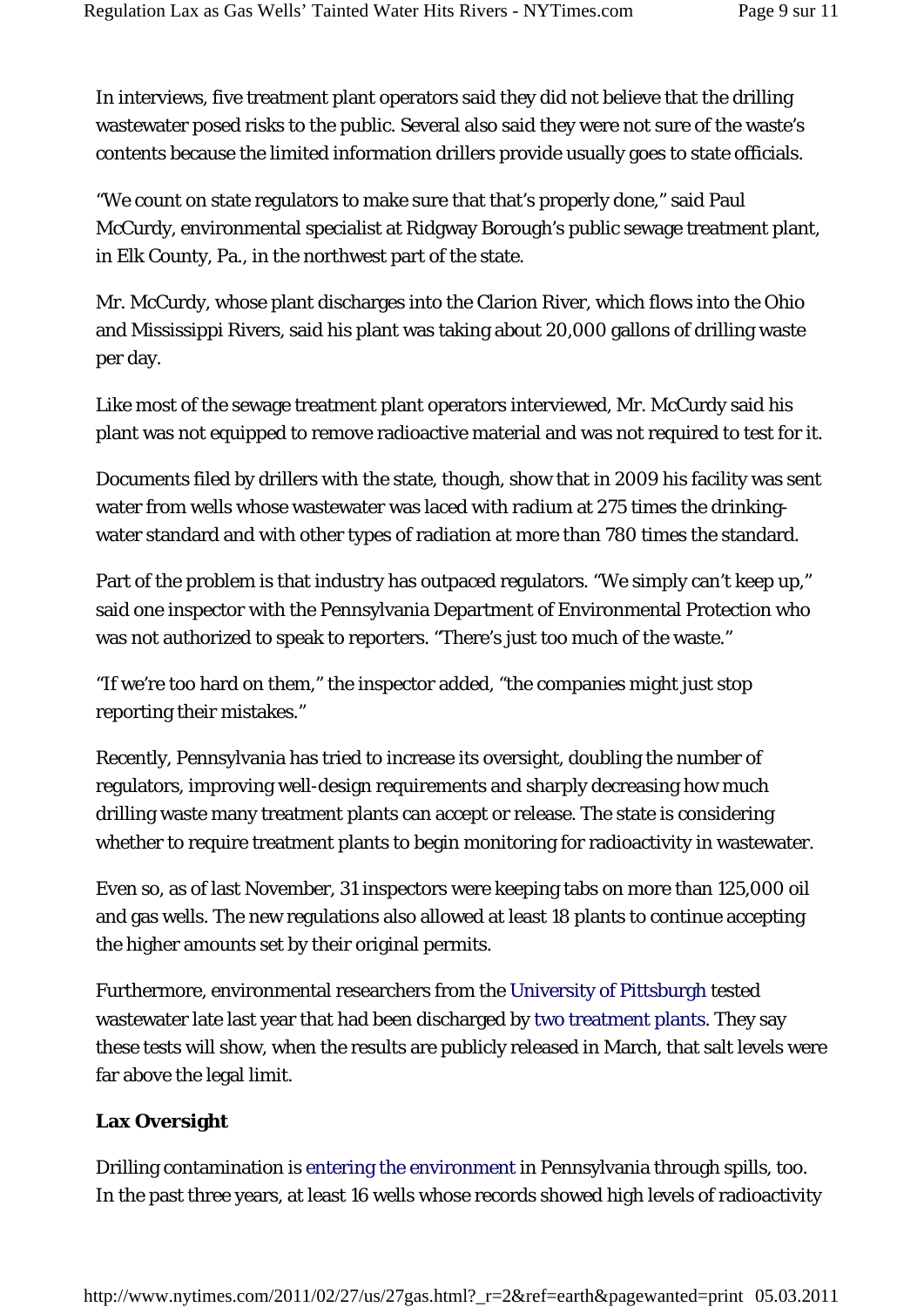In interviews, five treatment plant operators said they did not believe that the drilling wastewater posed risks to the public. Several also said they were not sure of the waste's contents because the limited information drillers provide usually goes to state officials.

"We count on state regulators to make sure that that's properly done," said Paul McCurdy, environmental specialist at Ridgway Borough's public sewage treatment plant, in Elk County, Pa., in the northwest part of the state.

Mr. McCurdy, whose plant discharges into the Clarion River, which flows into the Ohio and Mississippi Rivers, said his plant was taking about 20,000 gallons of drilling waste per day.

Like most of the sewage treatment plant operators interviewed, Mr. McCurdy said his plant was not equipped to remove radioactive material and was not required to test for it.

Documents filed by drillers with the state, though, show that in 2009 his facility was sent water from wells whose wastewater was laced with radium at 275 times the drinking-water standard and with other types of radiation at more than 780 times the standard.

Part of the problem is that industry has outpaced regulators. "We simply can't keep up," said one inspector with the Pennsylvania Department of Environmental Protection who was not authorized to speak to reporters. "There's just too much of the waste."

"If we're too hard on them," the inspector added, "the companies might just stop reporting their mistakes."

Recently, Pennsylvania has tried to increase its oversight, doubling the number of regulators, improving well-design requirements and sharply decreasing how much drilling waste many treatment plants can accept or release. The state is considering whether to require treatment plants to begin monitoring for radioactivity in wastewater.

Even so, as of last November, 31 inspectors were keeping tabs on more than 125,000 oil and gas wells. The new regulations also allowed at least 18 plants to continue accepting the higher amounts set by their original permits.

Furthermore, environmental researchers from the University of Pittsburgh tested wastewater late last year that had been discharged by two treatment plants. They say these tests will show, when the results are publicly released in March, that salt levels were far above the legal limit.

**Lax Oversight**

Drilling contamination is entering the environment in Pennsylvania through spills, too. In the past three years, at least 16 wells whose records showed high levels of radioactivity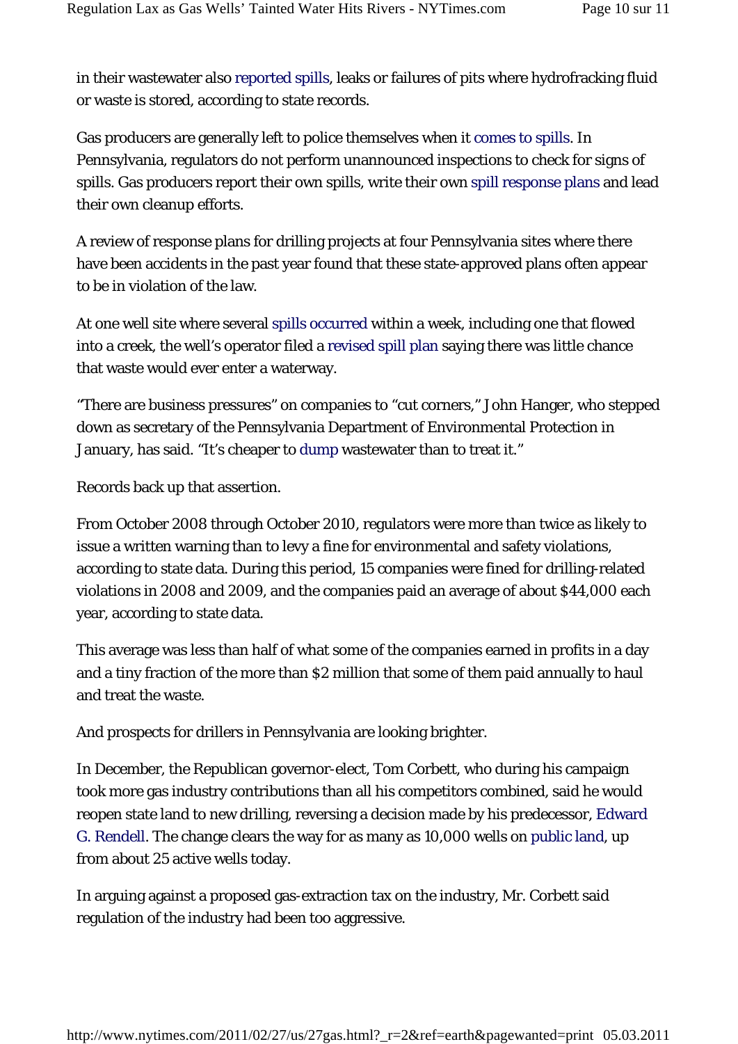in their wastewater also reported spills, leaks or failures of pits where hydrofracking fluid or waste is stored, according to state records.

Gas producers are generally left to police themselves when it comes to spills. In Pennsylvania, regulators do not perform unannounced inspections to check for signs of spills. Gas producers report their own spills, write their own spill response plans and lead their own cleanup efforts.

A review of response plans for drilling projects at four Pennsylvania sites where there have been accidents in the past year found that these state-approved plans often appear to be in violation of the law.

At one well site where several spills occurred within a week, including one that flowed into a creek, the well's operator filed a revised spill plan saying there was little chance that waste would ever enter a waterway.

"There are business pressures" on companies to "cut corners," John Hanger, who stepped down as secretary of the Pennsylvania Department of Environmental Protection in January, has said. "It's cheaper to dump wastewater than to treat it."

Records back up that assertion.

From October 2008 through October 2010, regulators were more than twice as likely to issue a written warning than to levy a fine for environmental and safety violations, according to state data. During this period, 15 companies were fined for drilling-related violations in 2008 and 2009, and the companies paid an average of about $44,000 each year, according to state data.

This average was less than half of what some of the companies earned in profits in a day and a tiny fraction of the more than $2 million that some of them paid annually to haul and treat the waste.

And prospects for drillers in Pennsylvania are looking brighter.

In December, the Republican governor-elect, Tom Corbett, who during his campaign took more gas industry contributions than all his competitors combined, said he would reopen state land to new drilling, reversing a decision made by his predecessor, Edward G. Rendell. The change clears the way for as many as 10,000 wells on public land, up from about 25 active wells today.

In arguing against a proposed gas-extraction tax on the industry, Mr. Corbett said regulation of the industry had been too aggressive.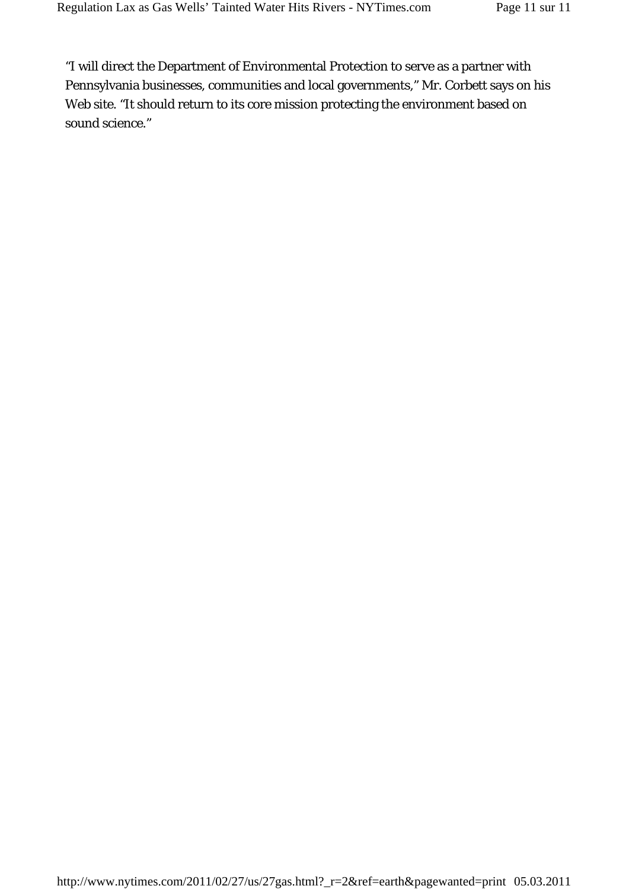"I will direct the Department of Environmental Protection to serve as a partner with Pennsylvania businesses, communities and local governments," Mr. Corbett says on his Web site. "It should return to its core mission protecting the environment based on sound science."